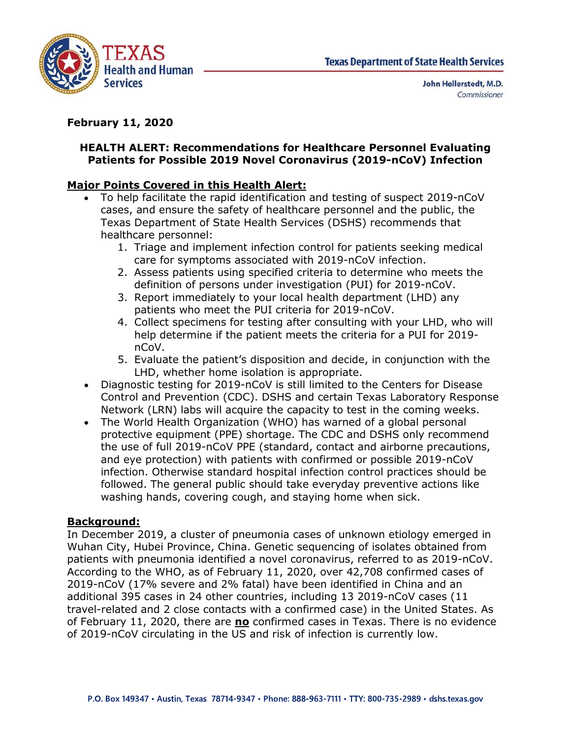Texas Department of State Health Services

John Hellerstedt, M.D.
*Commissioner*

**February 11, 2020**

## HEALTH ALERT: Recommendations for Healthcare Personnel Evaluating Patients for Possible 2019 Novel Coronavirus (2019-nCoV) Infection

### Major Points Covered in this Health Alert:

- To help facilitate the rapid identification and testing of suspect 2019-nCoV cases, and ensure the safety of healthcare personnel and the public, the Texas Department of State Health Services (DSHS) recommends that healthcare personnel:
    1. Triage and implement infection control for patients seeking medical care for symptoms associated with 2019-nCoV infection.
    2. Assess patients using specified criteria to determine who meets the definition of persons under investigation (PUI) for 2019-nCoV.
    3. Report immediately to your local health department (LHD) any patients who meet the PUI criteria for 2019-nCoV.
    4. Collect specimens for testing after consulting with your LHD, who will help determine if the patient meets the criteria for a PUI for 2019-nCoV.
    5. Evaluate the patient's disposition and decide, in conjunction with the LHD, whether home isolation is appropriate.
- Diagnostic testing for 2019-nCoV is still limited to the Centers for Disease Control and Prevention (CDC). DSHS and certain Texas Laboratory Response Network (LRN) labs will acquire the capacity to test in the coming weeks.
- The World Health Organization (WHO) has warned of a global personal protective equipment (PPE) shortage. The CDC and DSHS only recommend the use of full 2019-nCoV PPE (standard, contact and airborne precautions, and eye protection) with patients with confirmed or possible 2019-nCoV infection. Otherwise standard hospital infection control practices should be followed. The general public should take everyday preventive actions like washing hands, covering cough, and staying home when sick.

### Background:

In December 2019, a cluster of pneumonia cases of unknown etiology emerged in Wuhan City, Hubei Province, China. Genetic sequencing of isolates obtained from patients with pneumonia identified a novel coronavirus, referred to as 2019-nCoV. According to the WHO, as of February 11, 2020, over 42,708 confirmed cases of 2019-nCoV (17% severe and 2% fatal) have been identified in China and an additional 395 cases in 24 other countries, including 13 2019-nCoV cases (11 travel-related and 2 close contacts with a confirmed case) in the United States. As of February 11, 2020, there are **no** confirmed cases in Texas. There is no evidence of 2019-nCoV circulating in the US and risk of infection is currently low.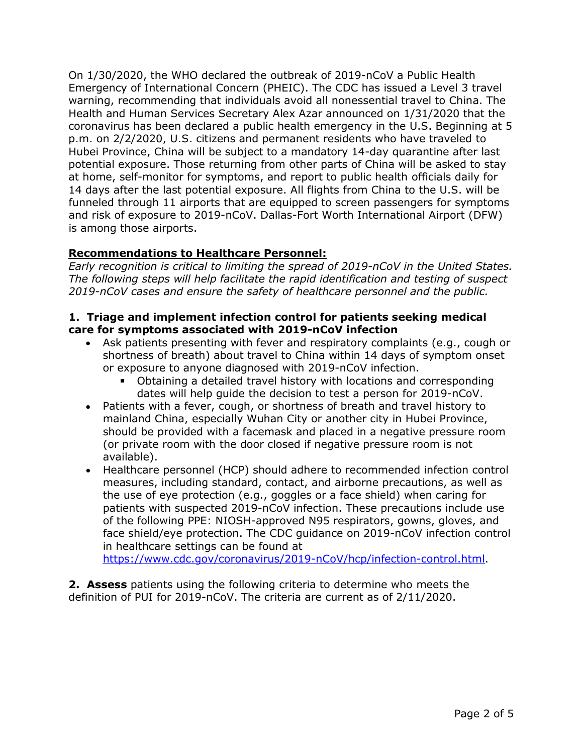On 1/30/2020, the WHO declared the outbreak of 2019-nCoV a Public Health Emergency of International Concern (PHEIC). The CDC has issued a Level 3 travel warning, recommending that individuals avoid all nonessential travel to China. The Health and Human Services Secretary Alex Azar announced on 1/31/2020 that the coronavirus has been declared a public health emergency in the U.S. Beginning at 5 p.m. on 2/2/2020, U.S. citizens and permanent residents who have traveled to Hubei Province, China will be subject to a mandatory 14-day quarantine after last potential exposure. Those returning from other parts of China will be asked to stay at home, self-monitor for symptoms, and report to public health officials daily for 14 days after the last potential exposure. All flights from China to the U.S. will be funneled through 11 airports that are equipped to screen passengers for symptoms and risk of exposure to 2019-nCoV. Dallas-Fort Worth International Airport (DFW) is among those airports.

## Recommendations to Healthcare Personnel:

*Early recognition is critical to limiting the spread of 2019-nCoV in the United States. The following steps will help facilitate the rapid identification and testing of suspect 2019-nCoV cases and ensure the safety of healthcare personnel and the public.*

### 1. Triage and implement infection control for patients seeking medical care for symptoms associated with 2019-nCoV infection

- Ask patients presenting with fever and respiratory complaints (e.g., cough or shortness of breath) about travel to China within 14 days of symptom onset or exposure to anyone diagnosed with 2019-nCoV infection.
  - Obtaining a detailed travel history with locations and corresponding dates will help guide the decision to test a person for 2019-nCoV.
- Patients with a fever, cough, or shortness of breath and travel history to mainland China, especially Wuhan City or another city in Hubei Province, should be provided with a facemask and placed in a negative pressure room (or private room with the door closed if negative pressure room is not available).
- Healthcare personnel (HCP) should adhere to recommended infection control measures, including standard, contact, and airborne precautions, as well as the use of eye protection (e.g., goggles or a face shield) when caring for patients with suspected 2019-nCoV infection. These precautions include use of the following PPE: NIOSH-approved N95 respirators, gowns, gloves, and face shield/eye protection. The CDC guidance on 2019-nCoV infection control in healthcare settings can be found at https://www.cdc.gov/coronavirus/2019-nCoV/hcp/infection-control.html.

**2. Assess** patients using the following criteria to determine who meets the definition of PUI for 2019-nCoV. The criteria are current as of 2/11/2020.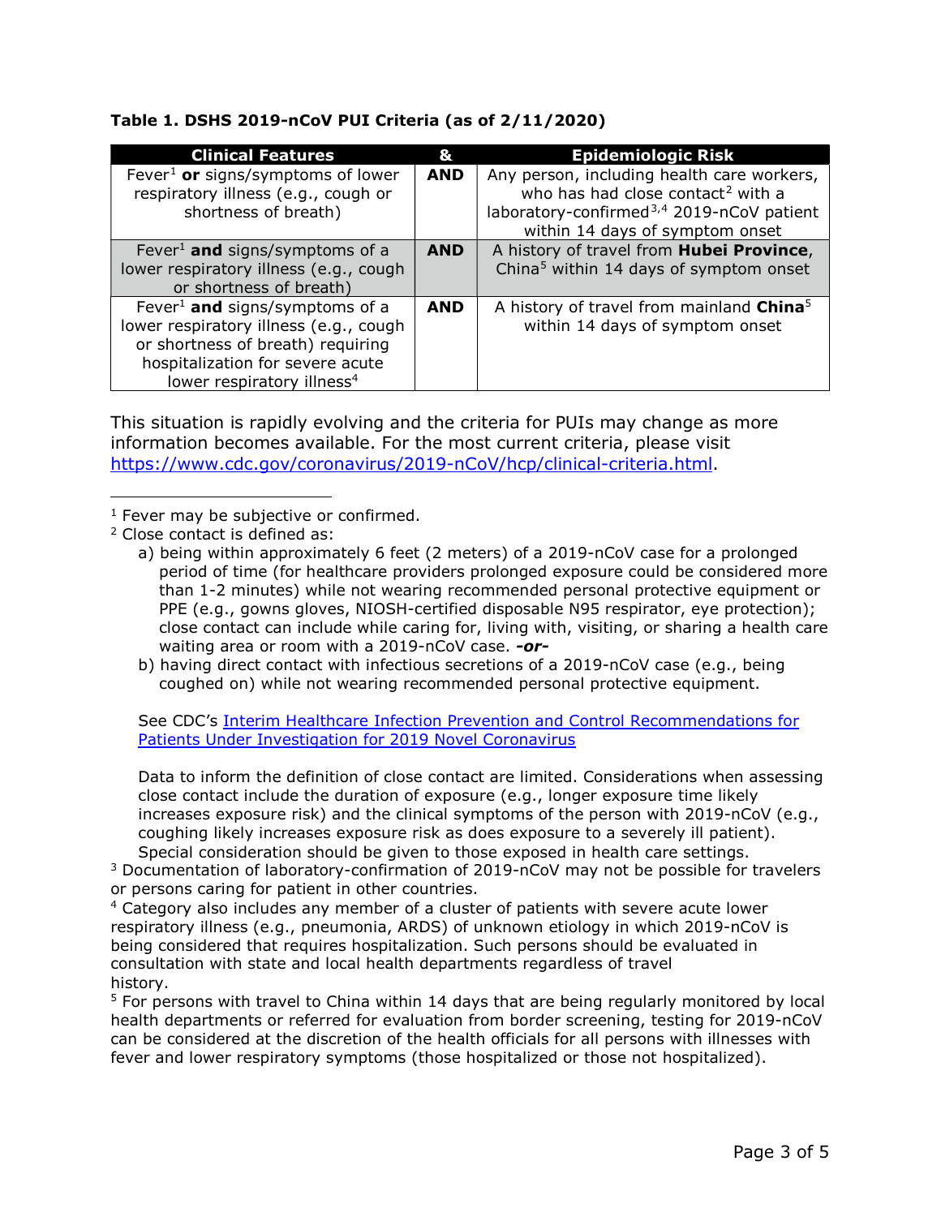**Table 1. DSHS 2019-nCoV PUI Criteria (as of 2/11/2020)**

| Clinical Features | & | Epidemiologic Risk |
|---|---|---|
| Fever[1] **or** signs/symptoms of lower respiratory illness (e.g., cough or shortness of breath) | **AND** | Any person, including health care workers, who has had close contact[2] with a laboratory-confirmed[3,4] 2019-nCoV patient within 14 days of symptom onset |
| Fever[1] **and** signs/symptoms of a lower respiratory illness (e.g., cough or shortness of breath) | **AND** | A history of travel from **Hubei Province**, China[5] within 14 days of symptom onset |
| Fever[1] **and** signs/symptoms of a lower respiratory illness (e.g., cough or shortness of breath) requiring hospitalization for severe acute lower respiratory illness[4] | **AND** | A history of travel from mainland **China**[5] within 14 days of symptom onset |

This situation is rapidly evolving and the criteria for PUIs may change as more information becomes available. For the most current criteria, please visit https://www.cdc.gov/coronavirus/2019-nCoV/hcp/clinical-criteria.html.

---

[1] Fever may be subjective or confirmed.

[2] Close contact is defined as:

a) being within approximately 6 feet (2 meters) of a 2019-nCoV case for a prolonged period of time (for healthcare providers prolonged exposure could be considered more than 1-2 minutes) while not wearing recommended personal protective equipment or PPE (e.g., gowns gloves, NIOSH-certified disposable N95 respirator, eye protection); close contact can include while caring for, living with, visiting, or sharing a health care waiting area or room with a 2019-nCoV case. ***-or-***

b) having direct contact with infectious secretions of a 2019-nCoV case (e.g., being coughed on) while not wearing recommended personal protective equipment.

See CDC's [Interim Healthcare Infection Prevention and Control Recommendations for Patients Under Investigation for 2019 Novel Coronavirus]

Data to inform the definition of close contact are limited. Considerations when assessing close contact include the duration of exposure (e.g., longer exposure time likely increases exposure risk) and the clinical symptoms of the person with 2019-nCoV (e.g., coughing likely increases exposure risk as does exposure to a severely ill patient). Special consideration should be given to those exposed in health care settings.

[3] Documentation of laboratory-confirmation of 2019-nCoV may not be possible for travelers or persons caring for patient in other countries.

[4] Category also includes any member of a cluster of patients with severe acute lower respiratory illness (e.g., pneumonia, ARDS) of unknown etiology in which 2019-nCoV is being considered that requires hospitalization. Such persons should be evaluated in consultation with state and local health departments regardless of travel history.

[5] For persons with travel to China within 14 days that are being regularly monitored by local health departments or referred for evaluation from border screening, testing for 2019-nCoV can be considered at the discretion of the health officials for all persons with illnesses with fever and lower respiratory symptoms (those hospitalized or those not hospitalized).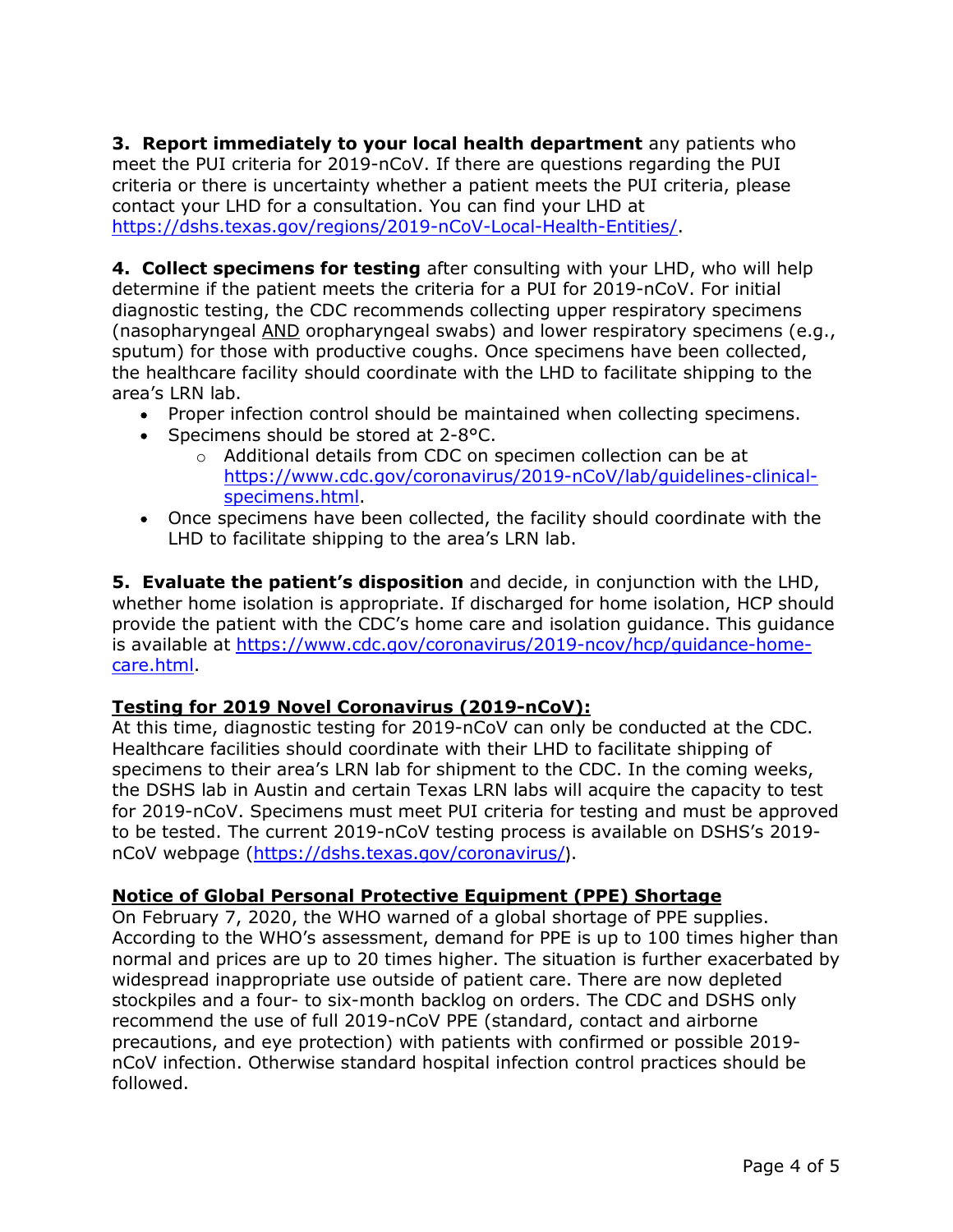**3. Report immediately to your local health department** any patients who meet the PUI criteria for 2019-nCoV. If there are questions regarding the PUI criteria or there is uncertainty whether a patient meets the PUI criteria, please contact your LHD for a consultation. You can find your LHD at https://dshs.texas.gov/regions/2019-nCoV-Local-Health-Entities/.

**4. Collect specimens for testing** after consulting with your LHD, who will help determine if the patient meets the criteria for a PUI for 2019-nCoV. For initial diagnostic testing, the CDC recommends collecting upper respiratory specimens (nasopharyngeal AND oropharyngeal swabs) and lower respiratory specimens (e.g., sputum) for those with productive coughs. Once specimens have been collected, the healthcare facility should coordinate with the LHD to facilitate shipping to the area's LRN lab.

- Proper infection control should be maintained when collecting specimens.
- Specimens should be stored at 2-8°C.
  - Additional details from CDC on specimen collection can be at https://www.cdc.gov/coronavirus/2019-nCoV/lab/guidelines-clinical-specimens.html.
- Once specimens have been collected, the facility should coordinate with the LHD to facilitate shipping to the area's LRN lab.

**5. Evaluate the patient's disposition** and decide, in conjunction with the LHD, whether home isolation is appropriate. If discharged for home isolation, HCP should provide the patient with the CDC's home care and isolation guidance. This guidance is available at https://www.cdc.gov/coronavirus/2019-ncov/hcp/guidance-home-care.html.

**Testing for 2019 Novel Coronavirus (2019-nCoV):**

At this time, diagnostic testing for 2019-nCoV can only be conducted at the CDC. Healthcare facilities should coordinate with their LHD to facilitate shipping of specimens to their area's LRN lab for shipment to the CDC. In the coming weeks, the DSHS lab in Austin and certain Texas LRN labs will acquire the capacity to test for 2019-nCoV. Specimens must meet PUI criteria for testing and must be approved to be tested. The current 2019-nCoV testing process is available on DSHS's 2019-nCoV webpage (https://dshs.texas.gov/coronavirus/).

**Notice of Global Personal Protective Equipment (PPE) Shortage**

On February 7, 2020, the WHO warned of a global shortage of PPE supplies. According to the WHO's assessment, demand for PPE is up to 100 times higher than normal and prices are up to 20 times higher. The situation is further exacerbated by widespread inappropriate use outside of patient care. There are now depleted stockpiles and a four- to six-month backlog on orders. The CDC and DSHS only recommend the use of full 2019-nCoV PPE (standard, contact and airborne precautions, and eye protection) with patients with confirmed or possible 2019-nCoV infection. Otherwise standard hospital infection control practices should be followed.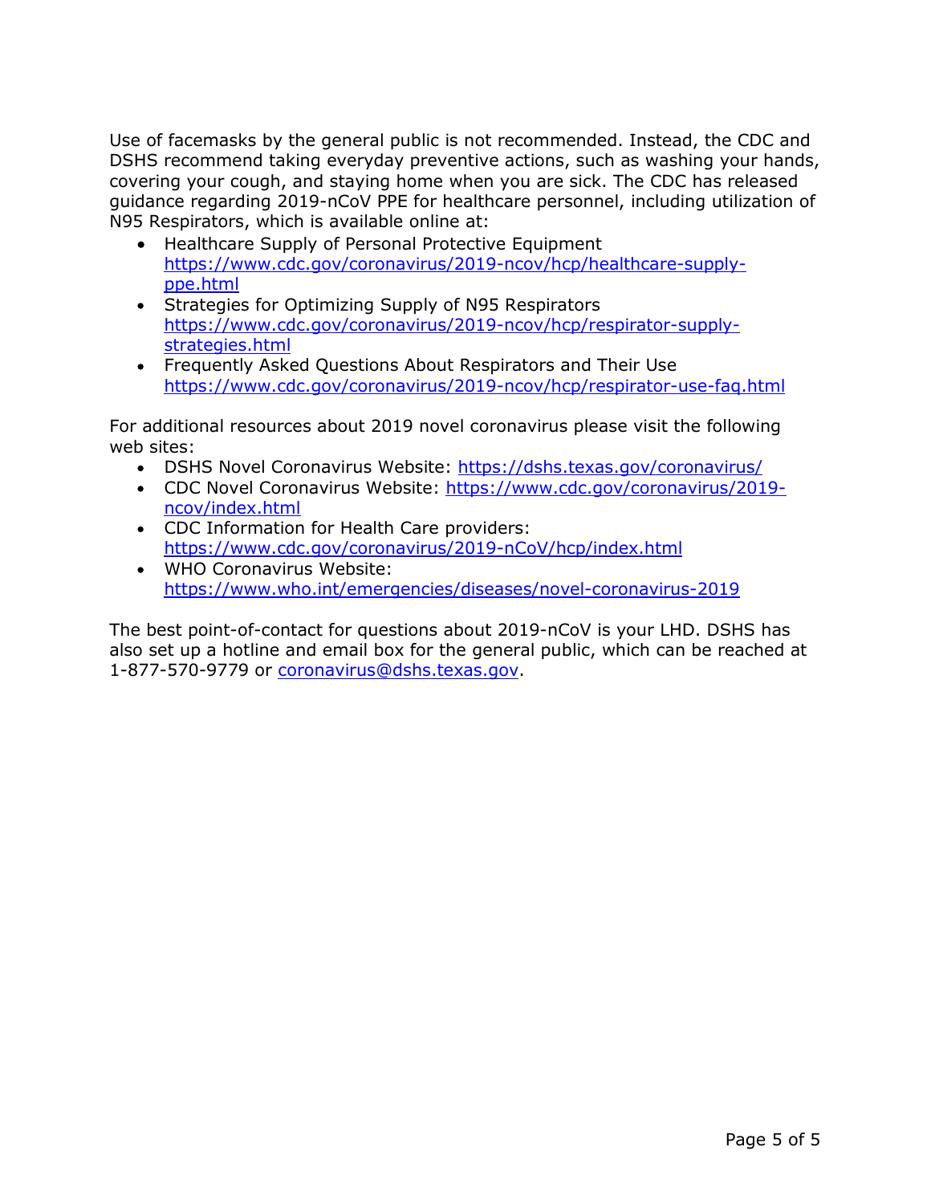Use of facemasks by the general public is not recommended. Instead, the CDC and DSHS recommend taking everyday preventive actions, such as washing your hands, covering your cough, and staying home when you are sick. The CDC has released guidance regarding 2019-nCoV PPE for healthcare personnel, including utilization of N95 Respirators, which is available online at:

- Healthcare Supply of Personal Protective Equipment https://www.cdc.gov/coronavirus/2019-ncov/hcp/healthcare-supply-ppe.html
- Strategies for Optimizing Supply of N95 Respirators https://www.cdc.gov/coronavirus/2019-ncov/hcp/respirator-supply-strategies.html
- Frequently Asked Questions About Respirators and Their Use https://www.cdc.gov/coronavirus/2019-ncov/hcp/respirator-use-faq.html

For additional resources about 2019 novel coronavirus please visit the following web sites:

- DSHS Novel Coronavirus Website: https://dshs.texas.gov/coronavirus/
- CDC Novel Coronavirus Website: https://www.cdc.gov/coronavirus/2019-ncov/index.html
- CDC Information for Health Care providers: https://www.cdc.gov/coronavirus/2019-nCoV/hcp/index.html
- WHO Coronavirus Website: https://www.who.int/emergencies/diseases/novel-coronavirus-2019

The best point-of-contact for questions about 2019-nCoV is your LHD. DSHS has also set up a hotline and email box for the general public, which can be reached at 1-877-570-9779 or coronavirus@dshs.texas.gov.